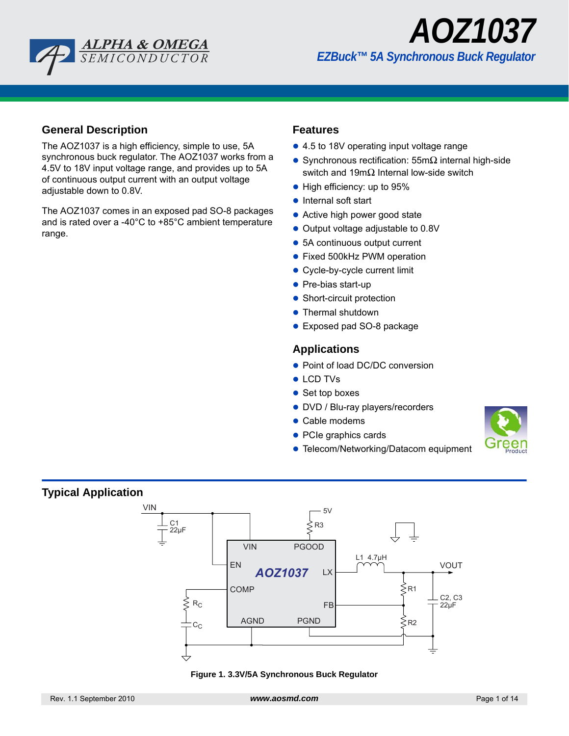# AOZ1037

## EZBuck™ 5A Synchronous Buck Regulator

## General Description

The AOZ1037 is a high efficiency, simple to use, 5A synchronous buck regulator. The AOZ1037 works from a 4.5V to 18V input voltage range, and provides up to 5A of continuous output current with an output voltage adjustable down to 0.8V.

The AOZ1037 comes in an exposed pad SO-8 packages and is rated over a -40°C to +85°C ambient temperature range.

## Features

- 4.5 to 18V operating input voltage range
- Synchronous rectification: 55mΩ internal high-side switch and 19mΩ Internal low-side switch
- High efficiency: up to 95%
- Internal soft start
- Active high power good state
- Output voltage adjustable to 0.8V
- 5A continuous output current
- Fixed 500kHz PWM operation
- Cycle-by-cycle current limit
- Pre-bias start-up
- Short-circuit protection
- Thermal shutdown
- Exposed pad SO-8 package

## Applications

- Point of load DC/DC conversion
- LCD TVs
- Set top boxes
- DVD / Blu-ray players/recorders
- Cable modems
- PCIe graphics cards
- Telecom/Networking/Datacom equipment

## Typical Application

**Figure 1. 3.3V/5A Synchronous Buck Regulator**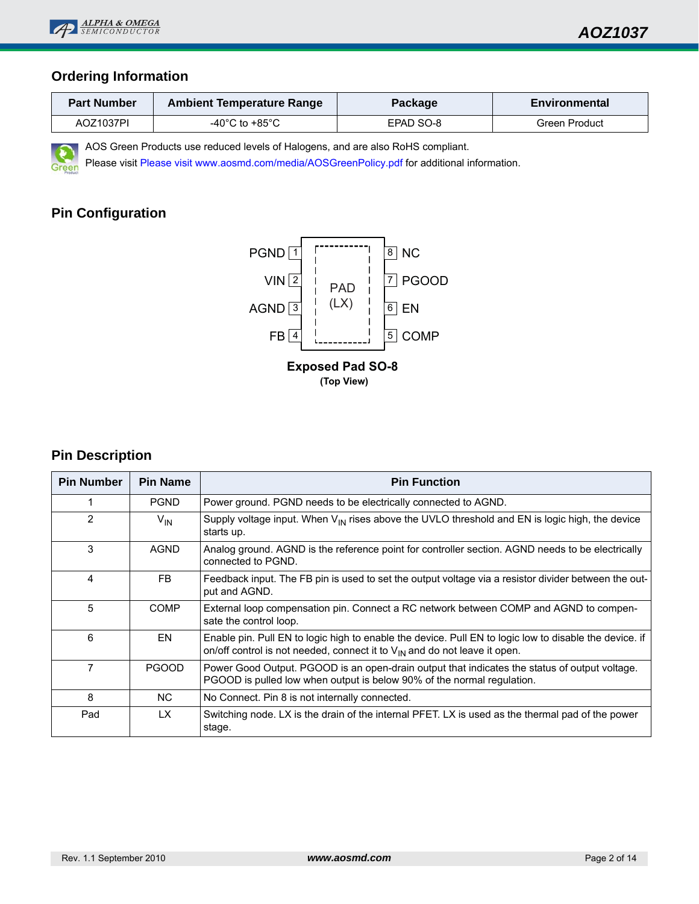## Ordering Information

| Part Number | Ambient Temperature Range | Package | Environmental |
|---|---|---|---|
| AOZ1037PI | -40°C to +85°C | EPAD SO-8 | Green Product |

AOS Green Products use reduced levels of Halogens, and are also RoHS compliant.
Please visit Please visit www.aosmd.com/media/AOSGreenPolicy.pdf for additional information.

## Pin Configuration

| Pin | Name | | Pin | Name |
|---|---|---|---|---|
| 1 | PGND | PAD (LX) | 8 | NC |
| 2 | VIN | | 7 | PGOOD |
| 3 | AGND | | 6 | EN |
| 4 | FB | | 5 | COMP |

**Exposed Pad SO-8**
**(Top View)**

## Pin Description

| Pin Number | Pin Name | Pin Function |
|---|---|---|
| 1 | PGND | Power ground. PGND needs to be electrically connected to AGND. |
| 2 | $V_{IN}$ | Supply voltage input. When $V_{IN}$ rises above the UVLO threshold and EN is logic high, the device starts up. |
| 3 | AGND | Analog ground. AGND is the reference point for controller section. AGND needs to be electrically connected to PGND. |
| 4 | FB | Feedback input. The FB pin is used to set the output voltage via a resistor divider between the output and AGND. |
| 5 | COMP | External loop compensation pin. Connect a RC network between COMP and AGND to compensate the control loop. |
| 6 | EN | Enable pin. Pull EN to logic high to enable the device. Pull EN to logic low to disable the device. if on/off control is not needed, connect it to $V_{IN}$ and do not leave it open. |
| 7 | PGOOD | Power Good Output. PGOOD is an open-drain output that indicates the status of output voltage. PGOOD is pulled low when output is below 90% of the normal regulation. |
| 8 | NC | No Connect. Pin 8 is not internally connected. |
| Pad | LX | Switching node. LX is the drain of the internal PFET. LX is used as the thermal pad of the power stage. |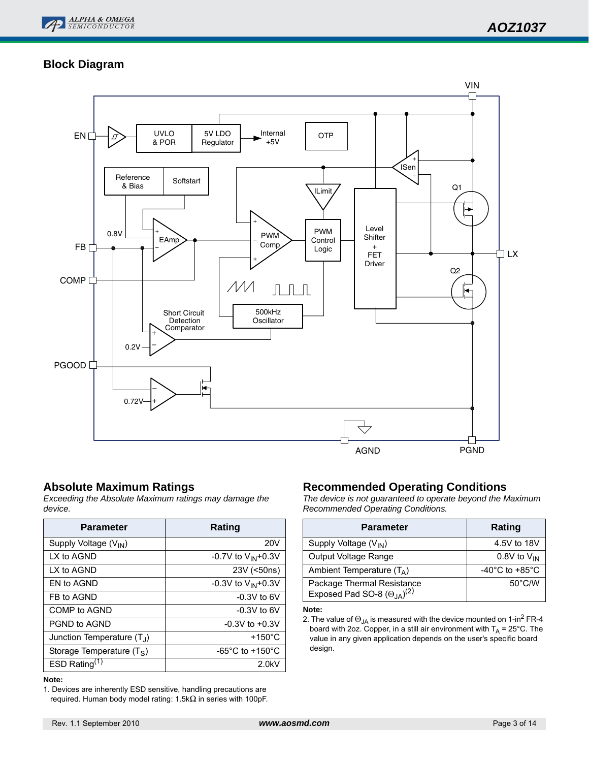## Block Diagram

## Absolute Maximum Ratings

*Exceeding the Absolute Maximum ratings may damage the device.*

| Parameter | Rating |
|---|---|
| Supply Voltage ($V_{IN}$) | 20V |
| LX to AGND | -0.7V to $V_{IN}$+0.3V |
| LX to AGND | 23V (<50ns) |
| EN to AGND | -0.3V to $V_{IN}$+0.3V |
| FB to AGND | -0.3V to 6V |
| COMP to AGND | -0.3V to 6V |
| PGND to AGND | -0.3V to +0.3V |
| Junction Temperature ($T_J$) | +150°C |
| Storage Temperature ($T_S$) | -65°C to +150°C |
| ESD Rating[1] | 2.0kV |

**Note:**

1. Devices are inherently ESD sensitive, handling precautions are required. Human body model rating: 1.5kΩ in series with 100pF.

## Recommended Operating Conditions

*The device is not guaranteed to operate beyond the Maximum Recommended Operating Conditions.*

| Parameter | Rating |
|---|---|
| Supply Voltage ($V_{IN}$) | 4.5V to 18V |
| Output Voltage Range | 0.8V to $V_{IN}$ |
| Ambient Temperature ($T_A$) | -40°C to +85°C |
| Package Thermal Resistance Exposed Pad SO-8 ($\Theta_{JA}$)[2] | 50°C/W |

**Note:**

2. The value of $\Theta_{JA}$ is measured with the device mounted on 1-in$^2$ FR-4 board with 2oz. Copper, in a still air environment with $T_A$ = 25°C. The value in any given application depends on the user's specific board design.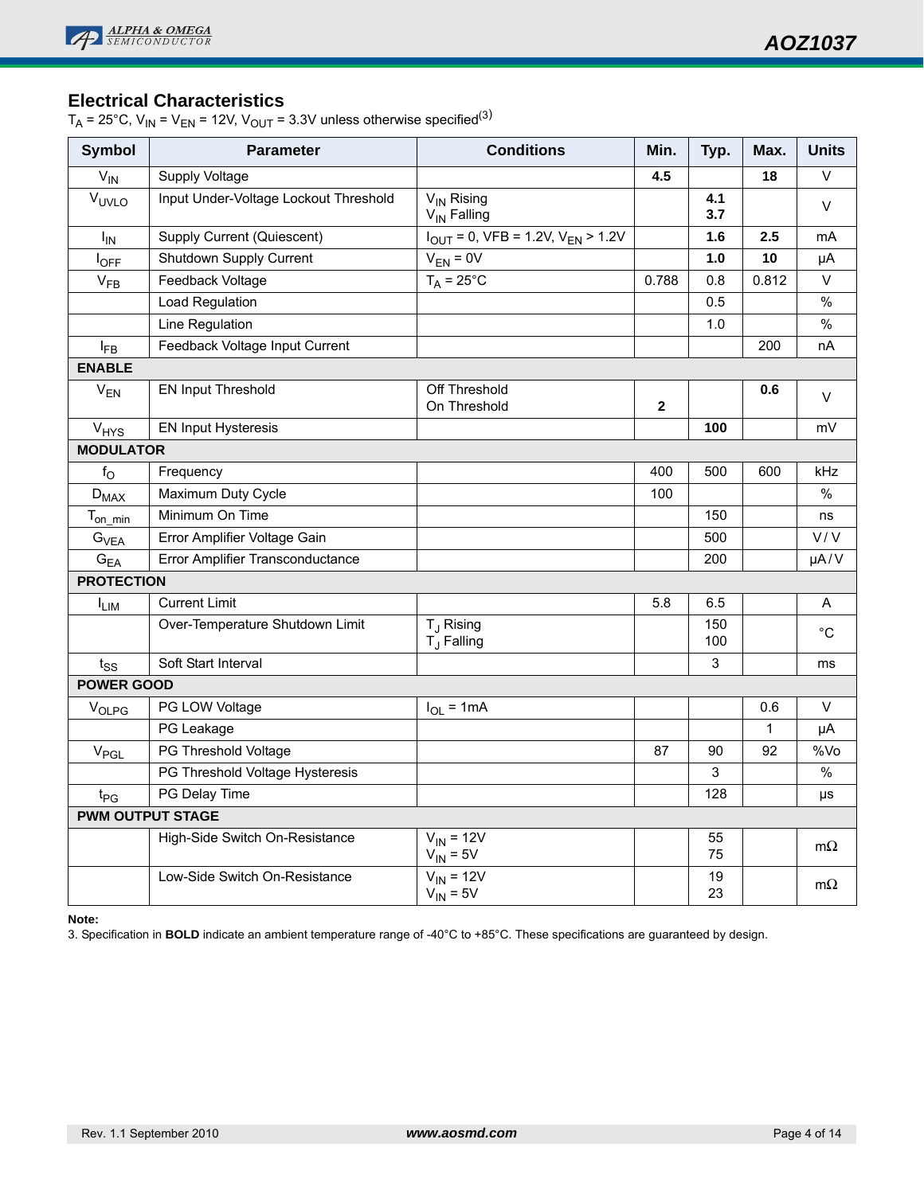## Electrical Characteristics

$T_A$ = 25°C, $V_{IN}$ = $V_{EN}$ = 12V, $V_{OUT}$ = 3.3V unless otherwise specified[(3)]

| Symbol | Parameter | Conditions | Min. | Typ. | Max. | Units |
|---|---|---|---|---|---|---|
| $V_{IN}$ | Supply Voltage | | **4.5** | | **18** | V |
| $V_{UVLO}$ | Input Under-Voltage Lockout Threshold | $V_{IN}$ Rising<br>$V_{IN}$ Falling | | **4.1**<br>**3.7** | | V |
| $I_{IN}$ | Supply Current (Quiescent) | $I_{OUT}$ = 0, VFB = 1.2V, $V_{EN}$ > 1.2V | | **1.6** | **2.5** | mA |
| $I_{OFF}$ | Shutdown Supply Current | $V_{EN}$ = 0V | | **1.0** | **10** | µA |
| $V_{FB}$ | Feedback Voltage | $T_A$ = 25°C | 0.788 | 0.8 | 0.812 | V |
| | Load Regulation | | | 0.5 | | % |
| | Line Regulation | | | 1.0 | | % |
| $I_{FB}$ | Feedback Voltage Input Current | | | | 200 | nA |
| **ENABLE** | | | | | | |
| $V_{EN}$ | EN Input Threshold | Off Threshold<br>On Threshold | <br>**2** | | **0.6** | V |
| $V_{HYS}$ | EN Input Hysteresis | | | **100** | | mV |
| **MODULATOR** | | | | | | |
| $f_O$ | Frequency | | 400 | 500 | 600 | kHz |
| $D_{MAX}$ | Maximum Duty Cycle | | 100 | | | % |
| $T_{on\_min}$ | Minimum On Time | | | 150 | | ns |
| $G_{VEA}$ | Error Amplifier Voltage Gain | | | 500 | | V / V |
| $G_{EA}$ | Error Amplifier Transconductance | | | 200 | | µA / V |
| **PROTECTION** | | | | | | |
| $I_{LIM}$ | Current Limit | | 5.8 | 6.5 | | A |
| | Over-Temperature Shutdown Limit | $T_J$ Rising<br>$T_J$ Falling | | 150<br>100 | | °C |
| $t_{SS}$ | Soft Start Interval | | | 3 | | ms |
| **POWER GOOD** | | | | | | |
| $V_{OLPG}$ | PG LOW Voltage | $I_{OL}$ = 1mA | | | 0.6 | V |
| | PG Leakage | | | | 1 | µA |
| $V_{PGL}$ | PG Threshold Voltage | | 87 | 90 | 92 | %Vo |
| | PG Threshold Voltage Hysteresis | | | 3 | | % |
| $t_{PG}$ | PG Delay Time | | | 128 | | µs |
| **PWM OUTPUT STAGE** | | | | | | |
| | High-Side Switch On-Resistance | $V_{IN}$ = 12V<br>$V_{IN}$ = 5V | | 55<br>75 | | mΩ |
| | Low-Side Switch On-Resistance | $V_{IN}$ = 12V<br>$V_{IN}$ = 5V | | 19<br>23 | | mΩ |

**Note:**

3. Specification in **BOLD** indicate an ambient temperature range of -40°C to +85°C. These specifications are guaranteed by design.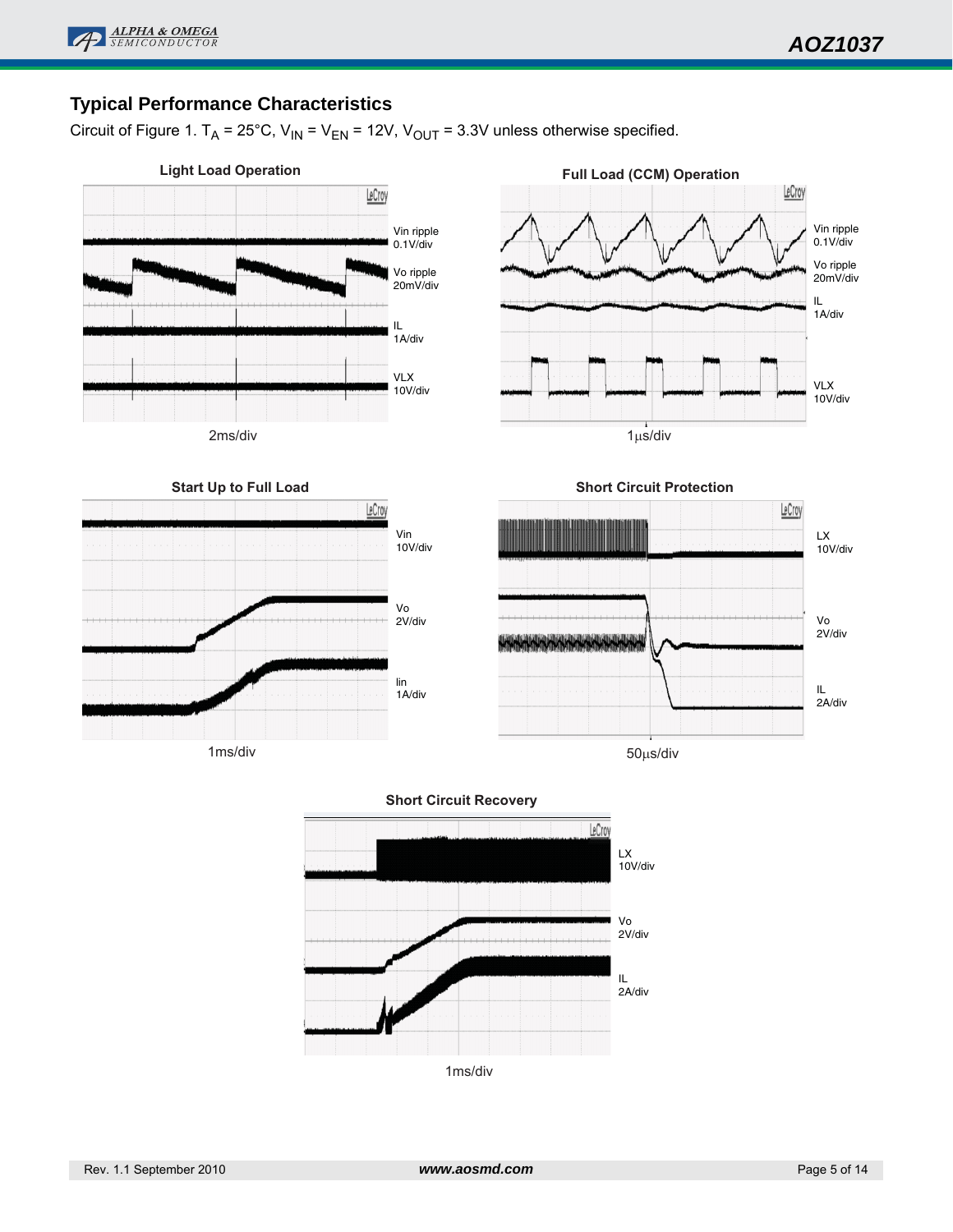## Typical Performance Characteristics

Circuit of Figure 1. $T_A$ = 25°C, $V_{IN}$ = $V_{EN}$ = 12V, $V_{OUT}$ = 3.3V unless otherwise specified.

**Light Load Operation**

Vin ripple 0.1V/div

Vo ripple 20mV/div

IL 1A/div

VLX 10V/div

2ms/div

**Full Load (CCM) Operation**

Vin ripple 0.1V/div

Vo ripple 20mV/div

IL 1A/div

VLX 10V/div

1μs/div

**Start Up to Full Load**

Vin 10V/div

Vo 2V/div

Iin 1A/div

1ms/div

**Short Circuit Protection**

LX 10V/div

Vo 2V/div

IL 2A/div

50μs/div

**Short Circuit Recovery**

LX 10V/div

Vo 2V/div

IL 2A/div

1ms/div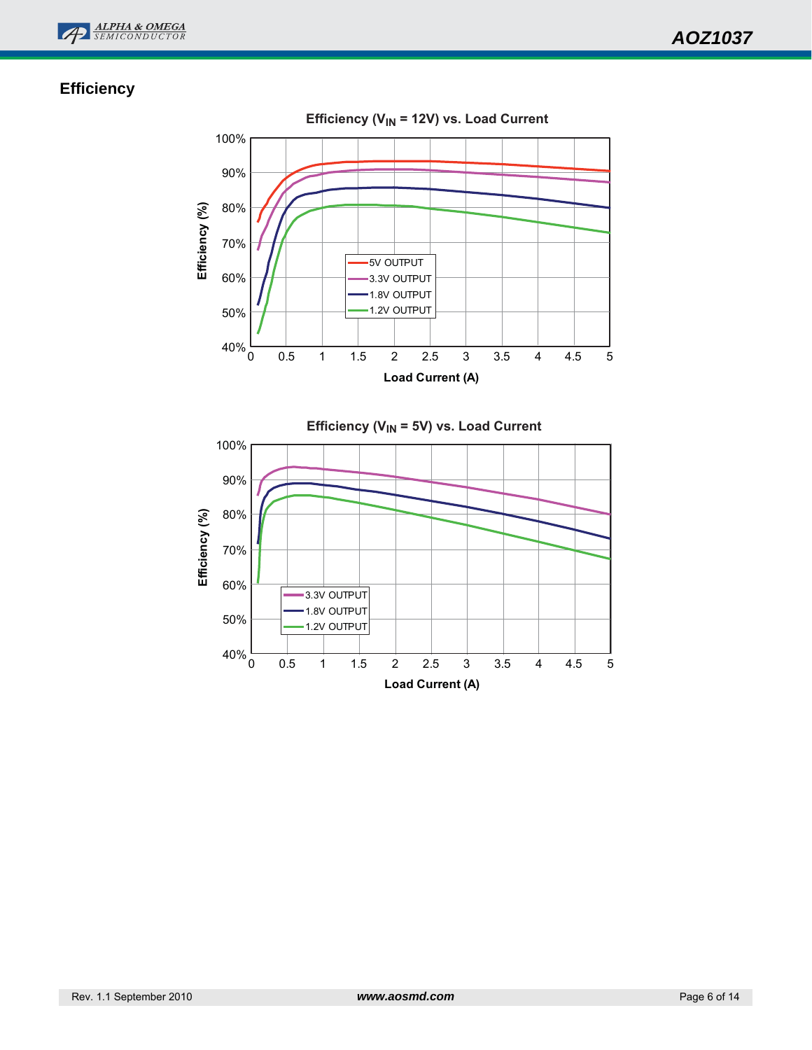## Efficiency

Efficiency ($V_{IN}$ = 12V) vs. Load Current

Efficiency (%)

100%
90%
80%
70%
60%
50%
40%

0 0.5 1 1.5 2 2.5 3 3.5 4 4.5 5

Load Current (A)

5V OUTPUT
3.3V OUTPUT
1.8V OUTPUT
1.2V OUTPUT

Efficiency ($V_{IN}$ = 5V) vs. Load Current

Efficiency (%)

100%
90%
80%
70%
60%
50%
40%

0 0.5 1 1.5 2 2.5 3 3.5 4 4.5 5

Load Current (A)

3.3V OUTPUT
1.8V OUTPUT
1.2V OUTPUT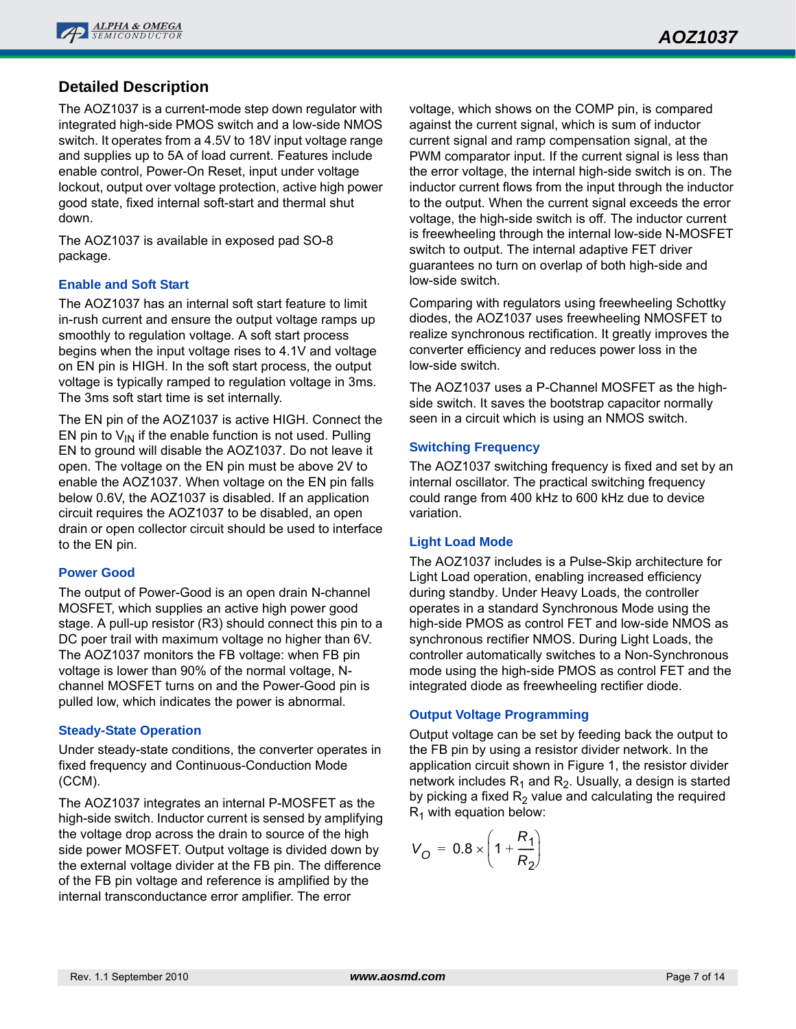## Detailed Description

The AOZ1037 is a current-mode step down regulator with integrated high-side PMOS switch and a low-side NMOS switch. It operates from a 4.5V to 18V input voltage range and supplies up to 5A of load current. Features include enable control, Power-On Reset, input under voltage lockout, output over voltage protection, active high power good state, fixed internal soft-start and thermal shut down.

The AOZ1037 is available in exposed pad SO-8 package.

### Enable and Soft Start

The AOZ1037 has an internal soft start feature to limit in-rush current and ensure the output voltage ramps up smoothly to regulation voltage. A soft start process begins when the input voltage rises to 4.1V and voltage on EN pin is HIGH. In the soft start process, the output voltage is typically ramped to regulation voltage in 3ms. The 3ms soft start time is set internally.

The EN pin of the AOZ1037 is active HIGH. Connect the EN pin to $V_{IN}$ if the enable function is not used. Pulling EN to ground will disable the AOZ1037. Do not leave it open. The voltage on the EN pin must be above 2V to enable the AOZ1037. When voltage on the EN pin falls below 0.6V, the AOZ1037 is disabled. If an application circuit requires the AOZ1037 to be disabled, an open drain or open collector circuit should be used to interface to the EN pin.

### Power Good

The output of Power-Good is an open drain N-channel MOSFET, which supplies an active high power good stage. A pull-up resistor (R3) should connect this pin to a DC poer trail with maximum voltage no higher than 6V. The AOZ1037 monitors the FB voltage: when FB pin voltage is lower than 90% of the normal voltage, N-channel MOSFET turns on and the Power-Good pin is pulled low, which indicates the power is abnormal.

### Steady-State Operation

Under steady-state conditions, the converter operates in fixed frequency and Continuous-Conduction Mode (CCM).

The AOZ1037 integrates an internal P-MOSFET as the high-side switch. Inductor current is sensed by amplifying the voltage drop across the drain to source of the high side power MOSFET. Output voltage is divided down by the external voltage divider at the FB pin. The difference of the FB pin voltage and reference is amplified by the internal transconductance error amplifier. The error voltage, which shows on the COMP pin, is compared against the current signal, which is sum of inductor current signal and ramp compensation signal, at the PWM comparator input. If the current signal is less than the error voltage, the internal high-side switch is on. The inductor current flows from the input through the inductor to the output. When the current signal exceeds the error voltage, the high-side switch is off. The inductor current is freewheeling through the internal low-side N-MOSFET switch to output. The internal adaptive FET driver guarantees no turn on overlap of both high-side and low-side switch.

Comparing with regulators using freewheeling Schottky diodes, the AOZ1037 uses freewheeling NMOSFET to realize synchronous rectification. It greatly improves the converter efficiency and reduces power loss in the low-side switch.

The AOZ1037 uses a P-Channel MOSFET as the high-side switch. It saves the bootstrap capacitor normally seen in a circuit which is using an NMOS switch.

### Switching Frequency

The AOZ1037 switching frequency is fixed and set by an internal oscillator. The practical switching frequency could range from 400 kHz to 600 kHz due to device variation.

### Light Load Mode

The AOZ1037 includes is a Pulse-Skip architecture for Light Load operation, enabling increased efficiency during standby. Under Heavy Loads, the controller operates in a standard Synchronous Mode using the high-side PMOS as control FET and low-side NMOS as synchronous rectifier NMOS. During Light Loads, the controller automatically switches to a Non-Synchronous mode using the high-side PMOS as control FET and the integrated diode as freewheeling rectifier diode.

### Output Voltage Programming

Output voltage can be set by feeding back the output to the FB pin by using a resistor divider network. In the application circuit shown in Figure 1, the resistor divider network includes $R_1$ and $R_2$. Usually, a design is started by picking a fixed $R_2$ value and calculating the required $R_1$ with equation below:

$$V_O = 0.8 \times \left(1 + \frac{R_1}{R_2}\right)$$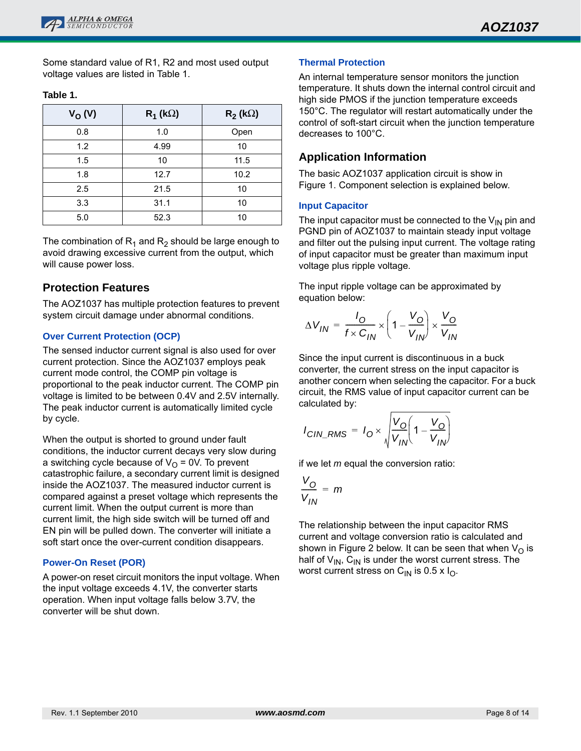Some standard value of R1, R2 and most used output voltage values are listed in Table 1.

**Table 1.**

| $V_O$ (V) | $R_1$ (kΩ) | $R_2$ (kΩ) |
|---|---|---|
| 0.8 | 1.0 | Open |
| 1.2 | 4.99 | 10 |
| 1.5 | 10 | 11.5 |
| 1.8 | 12.7 | 10.2 |
| 2.5 | 21.5 | 10 |
| 3.3 | 31.1 | 10 |
| 5.0 | 52.3 | 10 |

The combination of $R_1$ and $R_2$ should be large enough to avoid drawing excessive current from the output, which will cause power loss.

## Protection Features

The AOZ1037 has multiple protection features to prevent system circuit damage under abnormal conditions.

### Over Current Protection (OCP)

The sensed inductor current signal is also used for over current protection. Since the AOZ1037 employs peak current mode control, the COMP pin voltage is proportional to the peak inductor current. The COMP pin voltage is limited to be between 0.4V and 2.5V internally. The peak inductor current is automatically limited cycle by cycle.

When the output is shorted to ground under fault conditions, the inductor current decays very slow during a switching cycle because of $V_O$ = 0V. To prevent catastrophic failure, a secondary current limit is designed inside the AOZ1037. The measured inductor current is compared against a preset voltage which represents the current limit. When the output current is more than current limit, the high side switch will be turned off and EN pin will be pulled down. The converter will initiate a soft start once the over-current condition disappears.

### Power-On Reset (POR)

A power-on reset circuit monitors the input voltage. When the input voltage exceeds 4.1V, the converter starts operation. When input voltage falls below 3.7V, the converter will be shut down.

### Thermal Protection

An internal temperature sensor monitors the junction temperature. It shuts down the internal control circuit and high side PMOS if the junction temperature exceeds 150°C. The regulator will restart automatically under the control of soft-start circuit when the junction temperature decreases to 100°C.

## Application Information

The basic AOZ1037 application circuit is show in Figure 1. Component selection is explained below.

### Input Capacitor

The input capacitor must be connected to the $V_{IN}$ pin and PGND pin of AOZ1037 to maintain steady input voltage and filter out the pulsing input current. The voltage rating of input capacitor must be greater than maximum input voltage plus ripple voltage.

The input ripple voltage can be approximated by equation below:

$$\Delta V_{IN} = \frac{I_O}{f \times C_{IN}} \times \left(1 - \frac{V_O}{V_{IN}}\right) \times \frac{V_O}{V_{IN}}$$

Since the input current is discontinuous in a buck converter, the current stress on the input capacitor is another concern when selecting the capacitor. For a buck circuit, the RMS value of input capacitor current can be calculated by:

$$I_{CIN\_RMS} = I_O \times \sqrt{\frac{V_O}{V_{IN}}\left(1 - \frac{V_O}{V_{IN}}\right)}$$

if we let $m$ equal the conversion ratio:

$$\frac{V_O}{V_{IN}} = m$$

The relationship between the input capacitor RMS current and voltage conversion ratio is calculated and shown in Figure 2 below. It can be seen that when $V_O$ is half of $V_{IN}$, $C_{IN}$ is under the worst current stress. The worst current stress on $C_{IN}$ is 0.5 x $I_O$.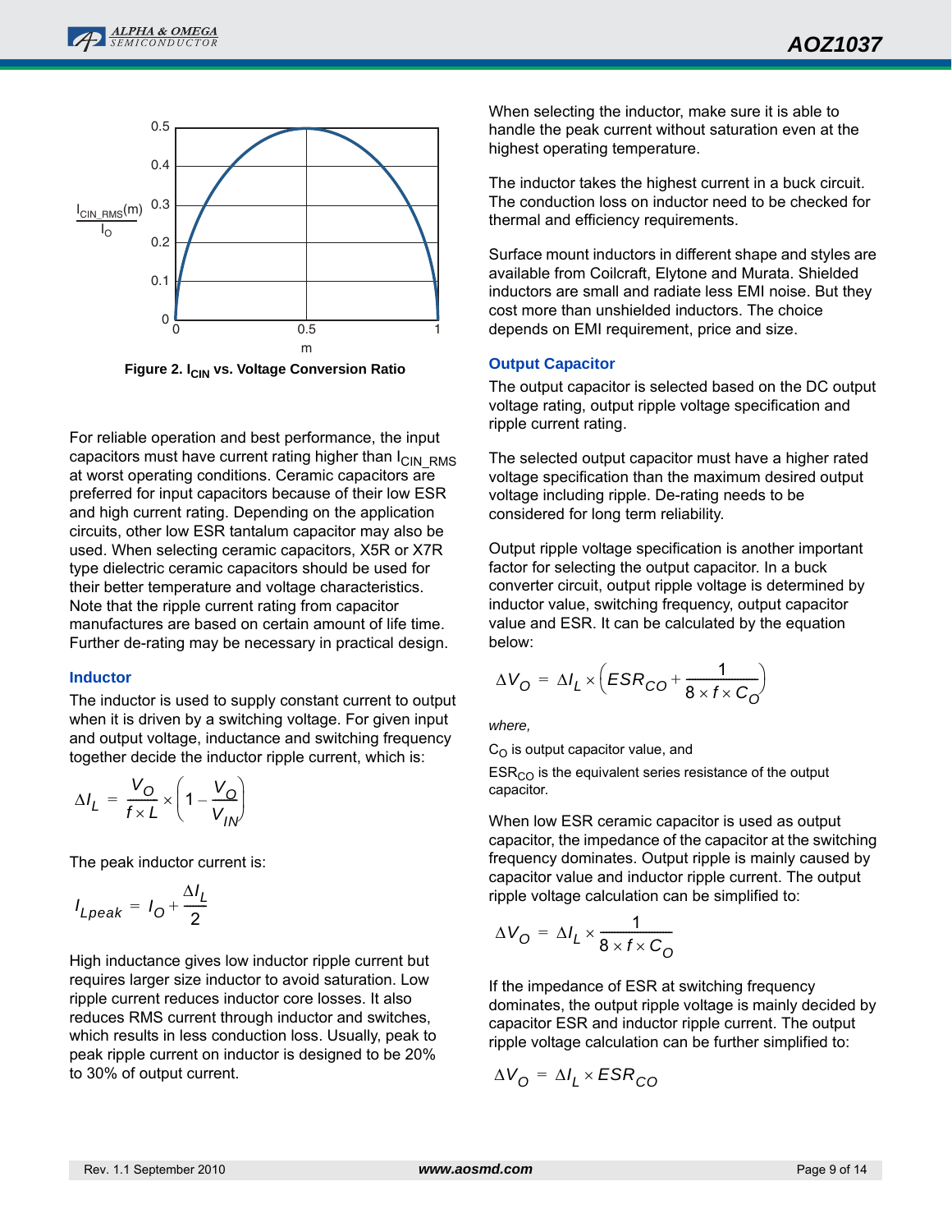Figure 2. $I_{CIN}$ vs. Voltage Conversion Ratio

For reliable operation and best performance, the input capacitors must have current rating higher than $I_{CIN\_RMS}$ at worst operating conditions. Ceramic capacitors are preferred for input capacitors because of their low ESR and high current rating. Depending on the application circuits, other low ESR tantalum capacitor may also be used. When selecting ceramic capacitors, X5R or X7R type dielectric ceramic capacitors should be used for their better temperature and voltage characteristics. Note that the ripple current rating from capacitor manufactures are based on certain amount of life time. Further de-rating may be necessary in practical design.

## Inductor

The inductor is used to supply constant current to output when it is driven by a switching voltage. For given input and output voltage, inductance and switching frequency together decide the inductor ripple current, which is:

$$\Delta I_L = \frac{V_O}{f \times L} \times \left(1 - \frac{V_O}{V_{IN}}\right)$$

The peak inductor current is:

$$I_{Lpeak} = I_O + \frac{\Delta I_L}{2}$$

High inductance gives low inductor ripple current but requires larger size inductor to avoid saturation. Low ripple current reduces inductor core losses. It also reduces RMS current through inductor and switches, which results in less conduction loss. Usually, peak to peak ripple current on inductor is designed to be 20% to 30% of output current.

When selecting the inductor, make sure it is able to handle the peak current without saturation even at the highest operating temperature.

The inductor takes the highest current in a buck circuit. The conduction loss on inductor need to be checked for thermal and efficiency requirements.

Surface mount inductors in different shape and styles are available from Coilcraft, Elytone and Murata. Shielded inductors are small and radiate less EMI noise. But they cost more than unshielded inductors. The choice depends on EMI requirement, price and size.

## Output Capacitor

The output capacitor is selected based on the DC output voltage rating, output ripple voltage specification and ripple current rating.

The selected output capacitor must have a higher rated voltage specification than the maximum desired output voltage including ripple. De-rating needs to be considered for long term reliability.

Output ripple voltage specification is another important factor for selecting the output capacitor. In a buck converter circuit, output ripple voltage is determined by inductor value, switching frequency, output capacitor value and ESR. It can be calculated by the equation below:

$$\Delta V_O = \Delta I_L \times \left(ESR_{CO} + \frac{1}{8 \times f \times C_O}\right)$$

*where,*

$C_O$ is output capacitor value, and

$ESR_{CO}$ is the equivalent series resistance of the output capacitor.

When low ESR ceramic capacitor is used as output capacitor, the impedance of the capacitor at the switching frequency dominates. Output ripple is mainly caused by capacitor value and inductor ripple current. The output ripple voltage calculation can be simplified to:

$$\Delta V_O = \Delta I_L \times \frac{1}{8 \times f \times C_O}$$

If the impedance of ESR at switching frequency dominates, the output ripple voltage is mainly decided by capacitor ESR and inductor ripple current. The output ripple voltage calculation can be further simplified to:

$$\Delta V_O = \Delta I_L \times ESR_{CO}$$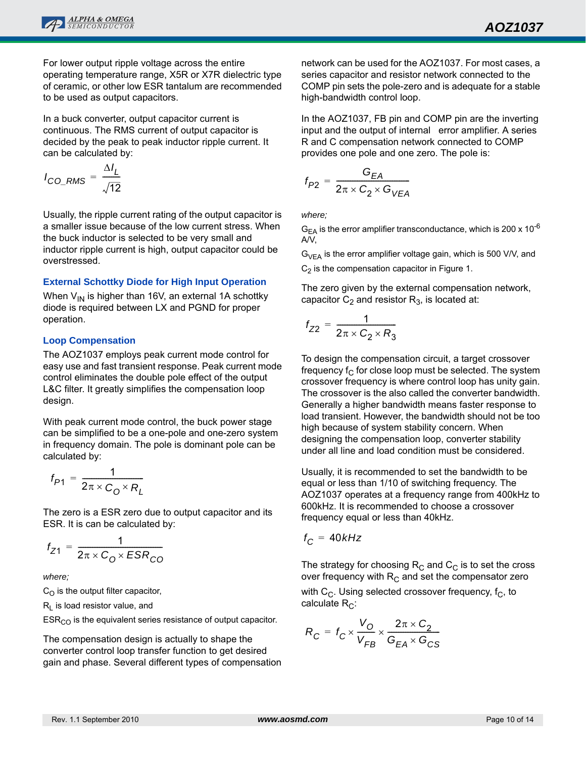For lower output ripple voltage across the entire operating temperature range, X5R or X7R dielectric type of ceramic, or other low ESR tantalum are recommended to be used as output capacitors.

In a buck converter, output capacitor current is continuous. The RMS current of output capacitor is decided by the peak to peak inductor ripple current. It can be calculated by:

$$I_{CO\_RMS} = \frac{\Delta I_L}{\sqrt{12}}$$

Usually, the ripple current rating of the output capacitor is a smaller issue because of the low current stress. When the buck inductor is selected to be very small and inductor ripple current is high, output capacitor could be overstressed.

### External Schottky Diode for High Input Operation

When $V_{IN}$ is higher than 16V, an external 1A schottky diode is required between LX and PGND for proper operation.

### Loop Compensation

The AOZ1037 employs peak current mode control for easy use and fast transient response. Peak current mode control eliminates the double pole effect of the output L&C filter. It greatly simplifies the compensation loop design.

With peak current mode control, the buck power stage can be simplified to be a one-pole and one-zero system in frequency domain. The pole is dominant pole can be calculated by:

$$f_{P1} = \frac{1}{2\pi \times C_O \times R_L}$$

The zero is a ESR zero due to output capacitor and its ESR. It is can be calculated by:

$$f_{Z1} = \frac{1}{2\pi \times C_O \times ESR_{CO}}$$

*where;*

$C_O$ is the output filter capacitor,

$R_L$ is load resistor value, and

$ESR_{CO}$ is the equivalent series resistance of output capacitor.

The compensation design is actually to shape the converter control loop transfer function to get desired gain and phase. Several different types of compensation network can be used for the AOZ1037. For most cases, a series capacitor and resistor network connected to the COMP pin sets the pole-zero and is adequate for a stable high-bandwidth control loop.

In the AOZ1037, FB pin and COMP pin are the inverting input and the output of internal error amplifier. A series R and C compensation network connected to COMP provides one pole and one zero. The pole is:

$$f_{P2} = \frac{G_{EA}}{2\pi \times C_2 \times G_{VEA}}$$

*where;*

$G_{EA}$ is the error amplifier transconductance, which is $200 \times 10^{-6}$ A/V,

$G_{VEA}$ is the error amplifier voltage gain, which is 500 V/V, and

$C_2$ is the compensation capacitor in Figure 1.

The zero given by the external compensation network, capacitor $C_2$ and resistor $R_3$, is located at:

$$f_{Z2} = \frac{1}{2\pi \times C_2 \times R_3}$$

To design the compensation circuit, a target crossover frequency $f_C$ for close loop must be selected. The system crossover frequency is where control loop has unity gain. The crossover is the also called the converter bandwidth. Generally a higher bandwidth means faster response to load transient. However, the bandwidth should not be too high because of system stability concern. When designing the compensation loop, converter stability under all line and load condition must be considered.

Usually, it is recommended to set the bandwidth to be equal or less than 1/10 of switching frequency. The AOZ1037 operates at a frequency range from 400kHz to 600kHz. It is recommended to choose a crossover frequency equal or less than 40kHz.

$$f_C = 40kHz$$

The strategy for choosing $R_C$ and $C_C$ is to set the cross over frequency with $R_C$ and set the compensator zero with $C_C$. Using selected crossover frequency, $f_C$, to calculate $R_C$:

$$R_C = f_C \times \frac{V_O}{V_{FB}} \times \frac{2\pi \times C_2}{G_{EA} \times G_{CS}}$$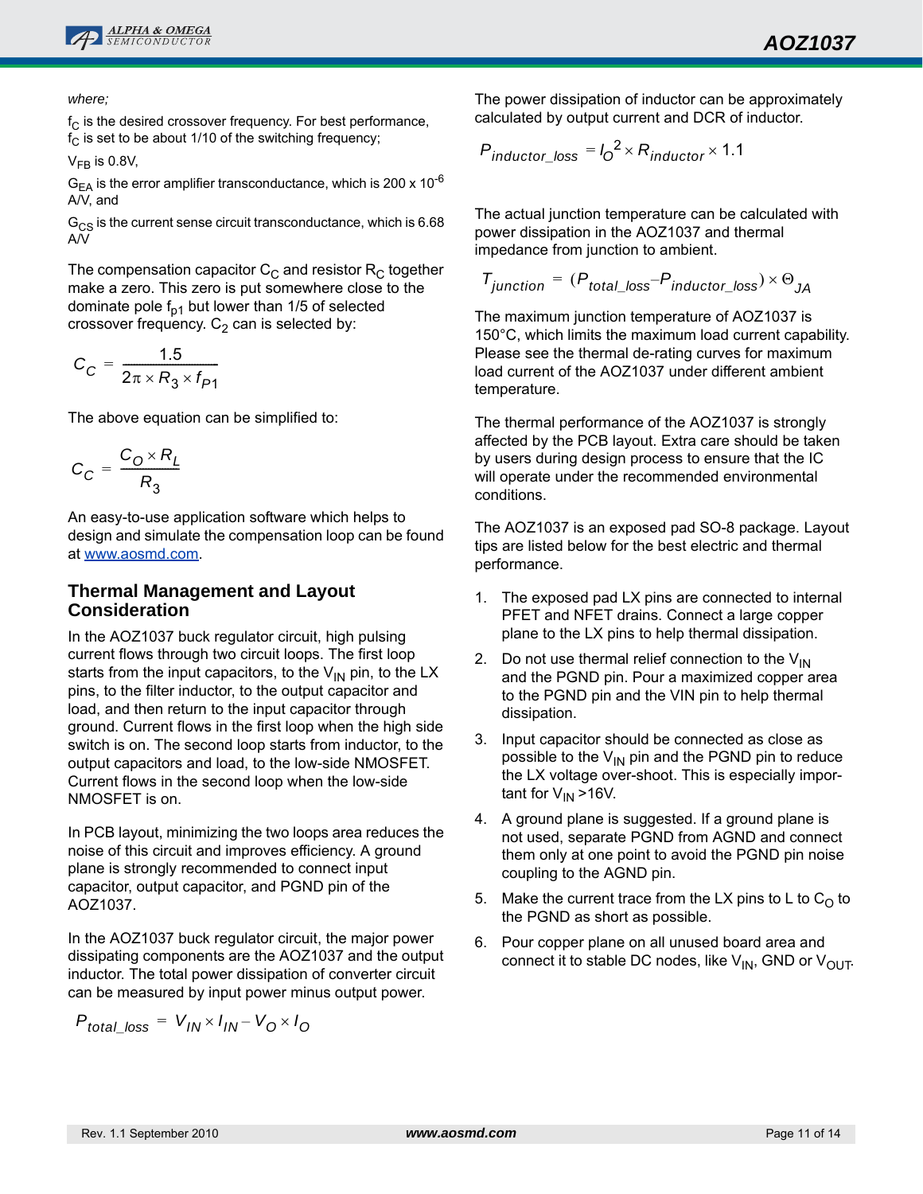where;

$f_C$ is the desired crossover frequency. For best performance, $f_C$ is set to be about 1/10 of the switching frequency;

$V_{FB}$ is 0.8V,

$G_{EA}$ is the error amplifier transconductance, which is 200 x $10^{-6}$ A/V, and

$G_{CS}$ is the current sense circuit transconductance, which is 6.68 A/V

The compensation capacitor $C_C$ and resistor $R_C$ together make a zero. This zero is put somewhere close to the dominate pole $f_{p1}$ but lower than 1/5 of selected crossover frequency. $C_2$ can is selected by:

$$C_C = \frac{1.5}{2\pi \times R_3 \times f_{P1}}$$

The above equation can be simplified to:

$$C_C = \frac{C_O \times R_L}{R_3}$$

An easy-to-use application software which helps to design and simulate the compensation loop can be found at www.aosmd.com.

## Thermal Management and Layout Consideration

In the AOZ1037 buck regulator circuit, high pulsing current flows through two circuit loops. The first loop starts from the input capacitors, to the $V_{IN}$ pin, to the LX pins, to the filter inductor, to the output capacitor and load, and then return to the input capacitor through ground. Current flows in the first loop when the high side switch is on. The second loop starts from inductor, to the output capacitors and load, to the low-side NMOSFET. Current flows in the second loop when the low-side NMOSFET is on.

In PCB layout, minimizing the two loops area reduces the noise of this circuit and improves efficiency. A ground plane is strongly recommended to connect input capacitor, output capacitor, and PGND pin of the AOZ1037.

In the AOZ1037 buck regulator circuit, the major power dissipating components are the AOZ1037 and the output inductor. The total power dissipation of converter circuit can be measured by input power minus output power.

$$P_{total\_loss} = V_{IN} \times I_{IN} - V_O \times I_O$$

The power dissipation of inductor can be approximately calculated by output current and DCR of inductor.

$$P_{inductor\_loss} = I_O^2 \times R_{inductor} \times 1.1$$

The actual junction temperature can be calculated with power dissipation in the AOZ1037 and thermal impedance from junction to ambient.

$$T_{junction} = (P_{total\_loss} - P_{inductor\_loss}) \times \Theta_{JA}$$

The maximum junction temperature of AOZ1037 is 150°C, which limits the maximum load current capability. Please see the thermal de-rating curves for maximum load current of the AOZ1037 under different ambient temperature.

The thermal performance of the AOZ1037 is strongly affected by the PCB layout. Extra care should be taken by users during design process to ensure that the IC will operate under the recommended environmental conditions.

The AOZ1037 is an exposed pad SO-8 package. Layout tips are listed below for the best electric and thermal performance.

1. The exposed pad LX pins are connected to internal PFET and NFET drains. Connect a large copper plane to the LX pins to help thermal dissipation.
2. Do not use thermal relief connection to the $V_{IN}$ and the PGND pin. Pour a maximized copper area to the PGND pin and the VIN pin to help thermal dissipation.
3. Input capacitor should be connected as close as possible to the $V_{IN}$ pin and the PGND pin to reduce the LX voltage over-shoot. This is especially important for $V_{IN}$ >16V.
4. A ground plane is suggested. If a ground plane is not used, separate PGND from AGND and connect them only at one point to avoid the PGND pin noise coupling to the AGND pin.
5. Make the current trace from the LX pins to L to $C_O$ to the PGND as short as possible.
6. Pour copper plane on all unused board area and connect it to stable DC nodes, like $V_{IN}$, GND or $V_{OUT}$.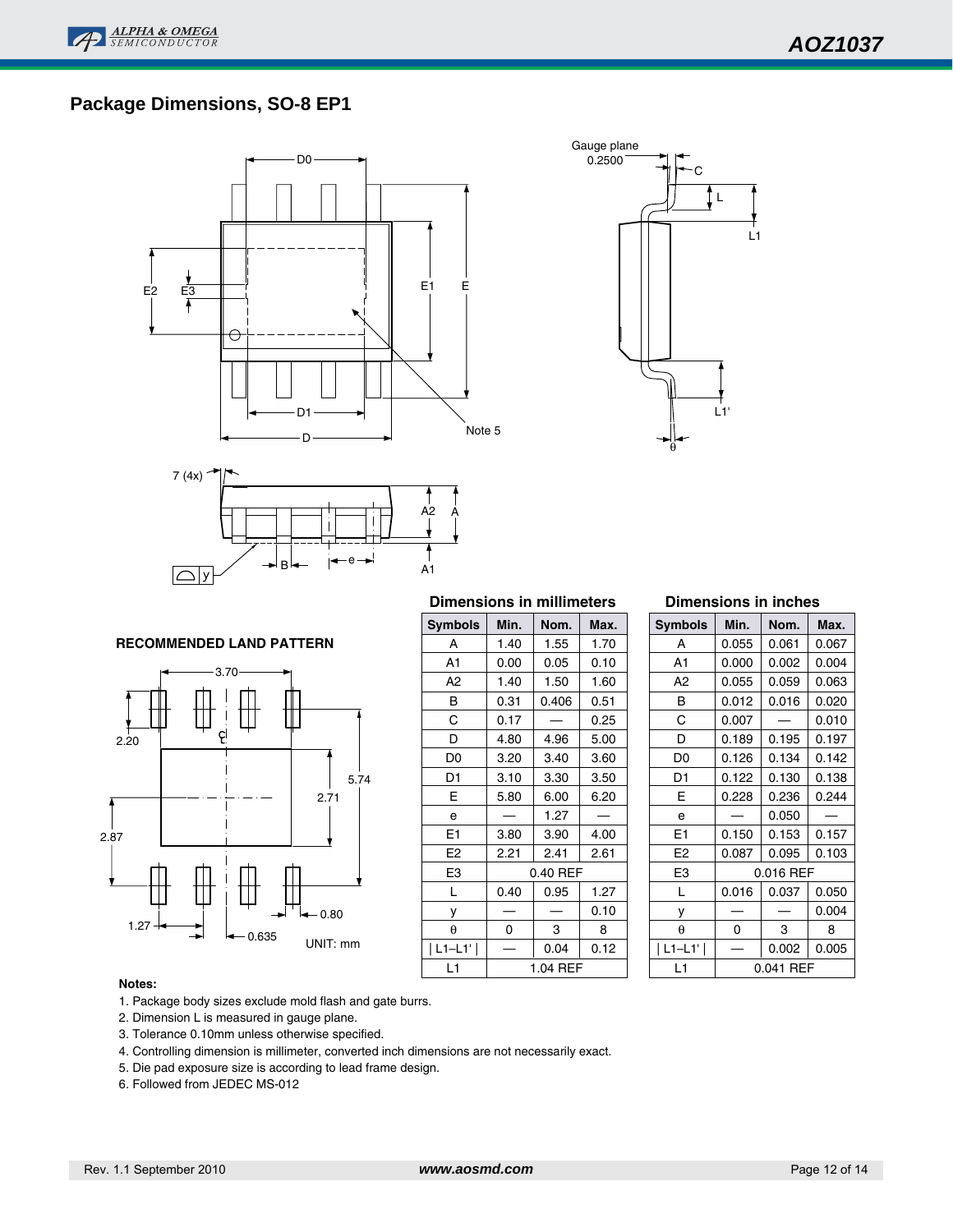## Package Dimensions, SO-8 EP1

Gauge plane 0.2500

Note 5

### RECOMMENDED LAND PATTERN

UNIT: mm

**Dimensions in millimeters**

| Symbols | Min. | Nom. | Max. |
|---|---|---|---|
| A | 1.40 | 1.55 | 1.70 |
| A1 | 0.00 | 0.05 | 0.10 |
| A2 | 1.40 | 1.50 | 1.60 |
| B | 0.31 | 0.406 | 0.51 |
| C | 0.17 | — | 0.25 |
| D | 4.80 | 4.96 | 5.00 |
| D0 | 3.20 | 3.40 | 3.60 |
| D1 | 3.10 | 3.30 | 3.50 |
| E | 5.80 | 6.00 | 6.20 |
| e | — | 1.27 | — |
| E1 | 3.80 | 3.90 | 4.00 |
| E2 | 2.21 | 2.41 | 2.61 |
| E3 | 0.40 REF | | |
| L | 0.40 | 0.95 | 1.27 |
| y | — | — | 0.10 |
| θ | 0 | 3 | 8 |
| \| L1–L1' \| | — | 0.04 | 0.12 |
| L1 | 1.04 REF | | |

**Dimensions in inches**

| Symbols | Min. | Nom. | Max. |
|---|---|---|---|
| A | 0.055 | 0.061 | 0.067 |
| A1 | 0.000 | 0.002 | 0.004 |
| A2 | 0.055 | 0.059 | 0.063 |
| B | 0.012 | 0.016 | 0.020 |
| C | 0.007 | — | 0.010 |
| D | 0.189 | 0.195 | 0.197 |
| D0 | 0.126 | 0.134 | 0.142 |
| D1 | 0.122 | 0.130 | 0.138 |
| E | 0.228 | 0.236 | 0.244 |
| e | — | 0.050 | — |
| E1 | 0.150 | 0.153 | 0.157 |
| E2 | 0.087 | 0.095 | 0.103 |
| E3 | 0.016 REF | | |
| L | 0.016 | 0.037 | 0.050 |
| y | — | — | 0.004 |
| θ | 0 | 3 | 8 |
| \| L1–L1' \| | — | 0.002 | 0.005 |
| L1 | 0.041 REF | | |

**Notes:**

1. Package body sizes exclude mold flash and gate burrs.
2. Dimension L is measured in gauge plane.
3. Tolerance 0.10mm unless otherwise specified.
4. Controlling dimension is millimeter, converted inch dimensions are not necessarily exact.
5. Die pad exposure size is according to lead frame design.
6. Followed from JEDEC MS-012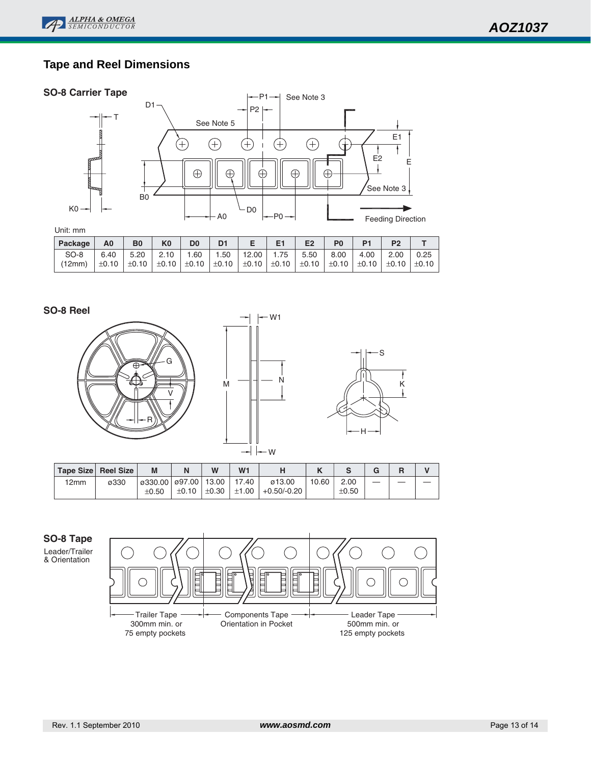## Tape and Reel Dimensions

### SO-8 Carrier Tape

Unit: mm

| Package | A0 | B0 | K0 | D0 | D1 | E | E1 | E2 | P0 | P1 | P2 | T |
|---|---|---|---|---|---|---|---|---|---|---|---|---|
| SO-8 (12mm) | 6.40 ±0.10 | 5.20 ±0.10 | 2.10 ±0.10 | 1.60 ±0.10 | 1.50 ±0.10 | 12.00 ±0.10 | 1.75 ±0.10 | 5.50 ±0.10 | 8.00 ±0.10 | 4.00 ±0.10 | 2.00 ±0.10 | 0.25 ±0.10 |

### SO-8 Reel

| Tape Size | Reel Size | M | N | W | W1 | H | K | S | G | R | V |
|---|---|---|---|---|---|---|---|---|---|---|---|
| 12mm | ø330 | ø330.00 ±0.50 | ø97.00 ±0.10 | 13.00 ±0.30 | 17.40 ±1.00 | ø13.00 +0.50/-0.20 | 10.60 | 2.00 ±0.50 | — | — | — |

### SO-8 Tape

Leader/Trailer & Orientation

- Trailer Tape: 300mm min. or 75 empty pockets
- Components Tape: Orientation in Pocket
- Leader Tape: 500mm min. or 125 empty pockets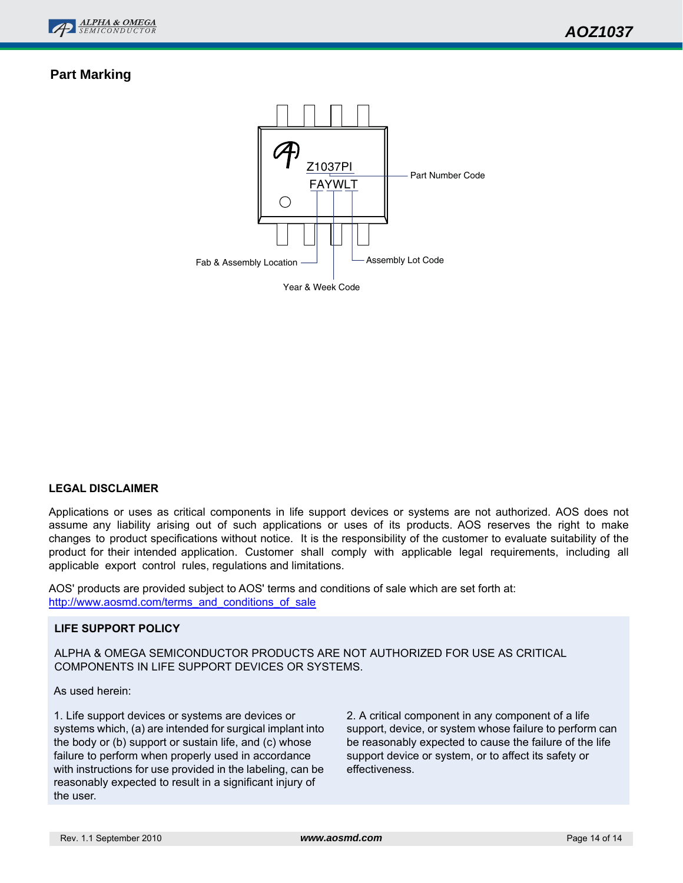## Part Marking

Z1037PI

FAYWLT

Part Number Code

Fab & Assembly Location

Assembly Lot Code

Year & Week Code

### LEGAL DISCLAIMER

Applications or uses as critical components in life support devices or systems are not authorized. AOS does not assume any liability arising out of such applications or uses of its products. AOS reserves the right to make changes to product specifications without notice. It is the responsibility of the customer to evaluate suitability of the product for their intended application. Customer shall comply with applicable legal requirements, including all applicable export control rules, regulations and limitations.

AOS' products are provided subject to AOS' terms and conditions of sale which are set forth at:
http://www.aosmd.com/terms_and_conditions_of_sale

### LIFE SUPPORT POLICY

ALPHA & OMEGA SEMICONDUCTOR PRODUCTS ARE NOT AUTHORIZED FOR USE AS CRITICAL COMPONENTS IN LIFE SUPPORT DEVICES OR SYSTEMS.

As used herein:

1. Life support devices or systems are devices or systems which, (a) are intended for surgical implant into the body or (b) support or sustain life, and (c) whose failure to perform when properly used in accordance with instructions for use provided in the labeling, can be reasonably expected to result in a significant injury of the user.

2. A critical component in any component of a life support, device, or system whose failure to perform can be reasonably expected to cause the failure of the life support device or system, or to affect its safety or effectiveness.